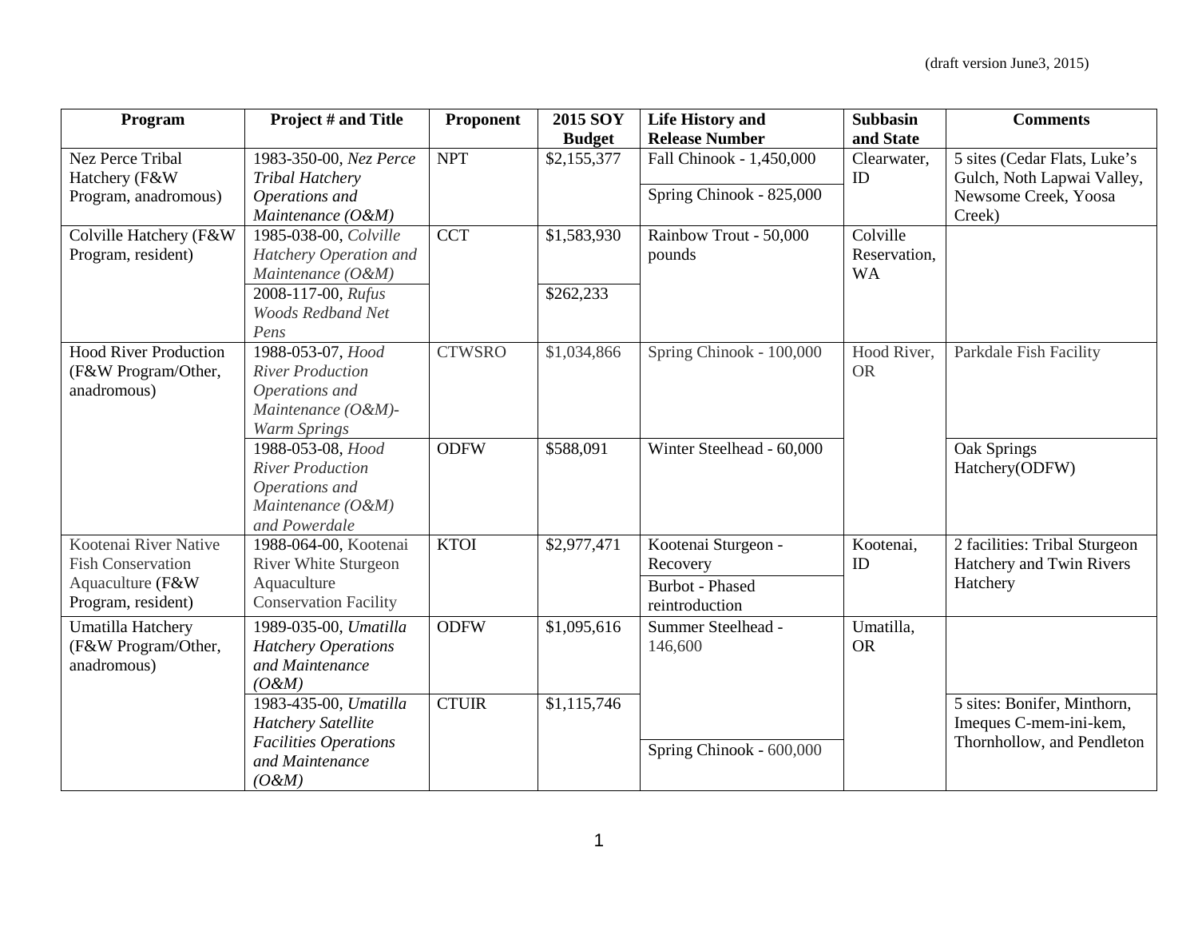(draft version June3, 2015)

| Program | Project # and Title | Proponent | 2015 SOY Budget | Life History and Release Number | Subbasin and State | Comments |
|---|---|---|---|---|---|---|
| Nez Perce Tribal Hatchery (F&W Program, anadromous) | 1983-350-00, *Nez Perce Tribal Hatchery Operations and Maintenance (O&M)* | NPT | $2,155,377 | Fall Chinook - 1,450,000<br>Spring Chinook - 825,000 | Clearwater, ID | 5 sites (Cedar Flats, Luke's Gulch, Noth Lapwai Valley, Newsome Creek, Yoosa Creek) |
| Colville Hatchery (F&W Program, resident) | 1985-038-00, *Colville Hatchery Operation and Maintenance (O&M)* | CCT | $1,583,930 | Rainbow Trout - 50,000 pounds | Colville Reservation, WA | |
| | 2008-117-00, *Rufus Woods Redband Net Pens* | | $262,233 | | | |
| Hood River Production (F&W Program/Other, anadromous) | 1988-053-07, *Hood River Production Operations and Maintenance (O&M)- Warm Springs* | CTWSRO | $1,034,866 | Spring Chinook - 100,000 | Hood River, OR | Parkdale Fish Facility |
| | 1988-053-08, *Hood River Production Operations and Maintenance (O&M) and Powerdale* | ODFW | $588,091 | Winter Steelhead - 60,000 | | Oak Springs Hatchery(ODFW) |
| Kootenai River Native Fish Conservation Aquaculture (F&W Program, resident) | 1988-064-00, Kootenai River White Sturgeon Aquaculture Conservation Facility | KTOI | $2,977,471 | Kootenai Sturgeon - Recovery<br>Burbot - Phased reintroduction | Kootenai, ID | 2 facilities: Tribal Sturgeon Hatchery and Twin Rivers Hatchery |
| Umatilla Hatchery (F&W Program/Other, anadromous) | 1989-035-00, *Umatilla Hatchery Operations and Maintenance (O&M)* | ODFW | $1,095,616 | Summer Steelhead - 146,600 | Umatilla, OR | |
| | 1983-435-00, *Umatilla Hatchery Satellite Facilities Operations and Maintenance (O&M)* | CTUIR | $1,115,746 | Spring Chinook - 600,000 | | 5 sites: Bonifer, Minthorn, Imeques C-mem-ini-kem, Thornhollow, and Pendleton |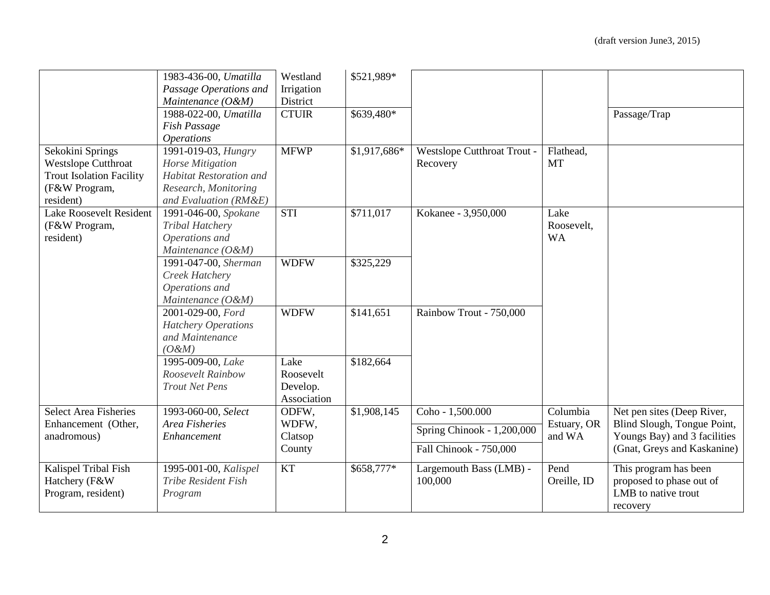(draft version June3, 2015)

| | | | | | | |
|---|---|---|---|---|---|---|
| | 1983-436-00, *Umatilla Passage Operations and Maintenance (O&M)* | Westland Irrigation District | $521,989* | | | |
| | 1988-022-00, *Umatilla Fish Passage Operations* | CTUIR | $639,480* | | | Passage/Trap |
| Sekokini Springs Westslope Cutthroat Trout Isolation Facility (F&W Program, resident) | 1991-019-03, *Hungry Horse Mitigation Habitat Restoration and Research, Monitoring and Evaluation (RM&E)* | MFWP | $1,917,686* | Westslope Cutthroat Trout - Recovery | Flathead, MT | |
| Lake Roosevelt Resident (F&W Program, resident) | 1991-046-00, *Spokane Tribal Hatchery Operations and Maintenance (O&M)* | STI | $711,017 | Kokanee - 3,950,000 | Lake Roosevelt, WA | |
| | 1991-047-00, *Sherman Creek Hatchery Operations and Maintenance (O&M)* | WDFW | $325,229 | | | |
| | 2001-029-00, *Ford Hatchery Operations and Maintenance (O&M)* | WDFW | $141,651 | Rainbow Trout - 750,000 | | |
| | 1995-009-00, *Lake Roosevelt Rainbow Trout Net Pens* | Lake Roosevelt Develop. Association | $182,664 | | | |
| Select Area Fisheries Enhancement (Other, anadromous) | 1993-060-00, *Select Area Fisheries Enhancement* | ODFW, WDFW, Clatsop County | $1,908,145 | Coho - 1,500.000 | Columbia Estuary, OR and WA | Net pen sites (Deep River, Blind Slough, Tongue Point, Youngs Bay) and 3 facilities (Gnat, Greys and Kaskanine) |
| | | | | Spring Chinook - 1,200,000 | | |
| | | | | Fall Chinook - 750,000 | | |
| Kalispel Tribal Fish Hatchery (F&W Program, resident) | 1995-001-00, *Kalispel Tribe Resident Fish Program* | KT | $658,777* | Largemouth Bass (LMB) - 100,000 | Pend Oreille, ID | This program has been proposed to phase out of LMB to native trout recovery |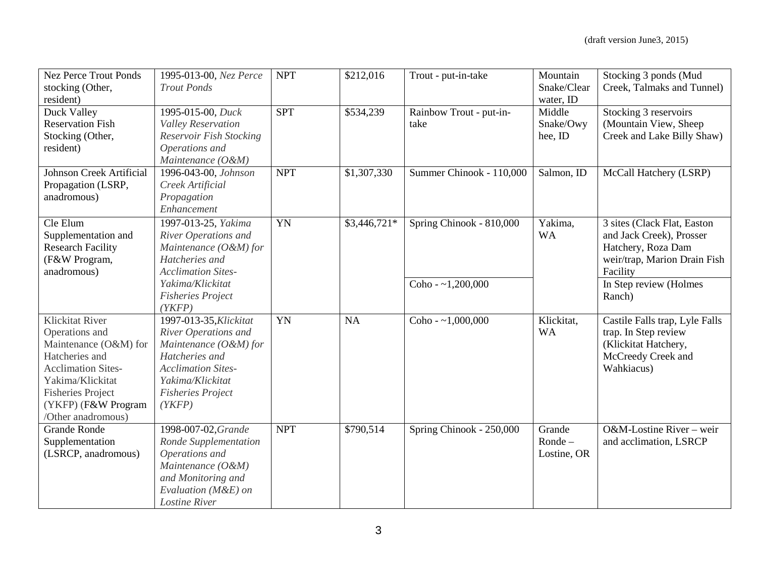(draft version June3, 2015)

| | | | | | | |
|---|---|---|---|---|---|---|
| Nez Perce Trout Ponds stocking (Other, resident) | 1995-013-00, *Nez Perce Trout Ponds* | NPT | $212,016 | Trout - put-in-take | Mountain Snake/Clearwater, ID | Stocking 3 ponds (Mud Creek, Talmaks and Tunnel) |
| Duck Valley Reservation Fish Stocking (Other, resident) | 1995-015-00, *Duck Valley Reservation Reservoir Fish Stocking Operations and Maintenance (O&M)* | SPT | $534,239 | Rainbow Trout - put-in-take | Middle Snake/Owyhee, ID | Stocking 3 reservoirs (Mountain View, Sheep Creek and Lake Billy Shaw) |
| Johnson Creek Artificial Propagation (LSRP, anadromous) | 1996-043-00, *Johnson Creek Artificial Propagation Enhancement* | NPT | $1,307,330 | Summer Chinook - 110,000 | Salmon, ID | McCall Hatchery (LSRP) |
| Cle Elum Supplementation and Research Facility (F&W Program, anadromous) | 1997-013-25, *Yakima River Operations and Maintenance (O&M) for Hatcheries and Acclimation Sites-Yakima/Klickitat Fisheries Project (YKFP)* | YN | $3,446,721* | Spring Chinook - 810,000 | Yakima, WA | 3 sites (Clack Flat, Easton and Jack Creek), Prosser Hatchery, Roza Dam weir/trap, Marion Drain Fish Facility |
| | | | | Coho - ~1,200,000 | | In Step review (Holmes Ranch) |
| Klickitat River Operations and Maintenance (O&M) for Hatcheries and Acclimation Sites-Yakima/Klickitat Fisheries Project (YKFP) (F&W Program /Other anadromous) | 1997-013-35, *Klickitat River Operations and Maintenance (O&M) for Hatcheries and Acclimation Sites-Yakima/Klickitat Fisheries Project (YKFP)* | YN | NA | Coho - ~1,000,000 | Klickitat, WA | Castile Falls trap, Lyle Falls trap. In Step review (Klickitat Hatchery, McCreedy Creek and Wahkiacus) |
| Grande Ronde Supplementation (LSRCP, anadromous) | 1998-007-02, *Grande Ronde Supplementation Operations and Maintenance (O&M) and Monitoring and Evaluation (M&E) on Lostine River* | NPT | $790,514 | Spring Chinook - 250,000 | Grande Ronde – Lostine, OR | O&M-Lostine River – weir and acclimation, LSRCP |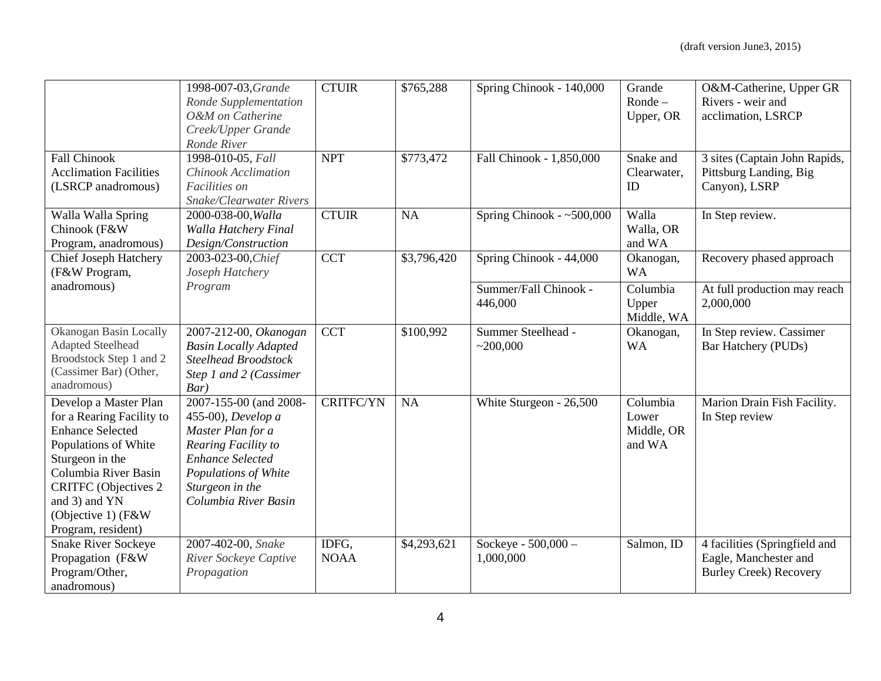| | | | | | | |
|---|---|---|---|---|---|---|
| | 1998-007-03, *Grande Ronde Supplementation O&M on Catherine Creek/Upper Grande Ronde River* | CTUIR | $765,288 | Spring Chinook - 140,000 | Grande Ronde – Upper, OR | O&M-Catherine, Upper GR Rivers - weir and acclimation, LSRCP |
| Fall Chinook Acclimation Facilities (LSRCP anadromous) | 1998-010-05, *Fall Chinook Acclimation Facilities on Snake/Clearwater Rivers* | NPT | $773,472 | Fall Chinook - 1,850,000 | Snake and Clearwater, ID | 3 sites (Captain John Rapids, Pittsburg Landing, Big Canyon), LSRP |
| Walla Walla Spring Chinook (F&W Program, anadromous) | 2000-038-00, *Walla Walla Hatchery Final Design/Construction* | CTUIR | NA | Spring Chinook - ~500,000 | Walla Walla, OR and WA | In Step review. |
| Chief Joseph Hatchery (F&W Program, anadromous) | 2003-023-00, *Chief Joseph Hatchery Program* | CCT | $3,796,420 | Spring Chinook - 44,000 | Okanogan, WA | Recovery phased approach |
| | | | | Summer/Fall Chinook - 446,000 | Columbia Upper Middle, WA | At full production may reach 2,000,000 |
| Okanogan Basin Locally Adapted Steelhead Broodstock Step 1 and 2 (Cassimer Bar) (Other, anadromous) | 2007-212-00, *Okanogan Basin Locally Adapted Steelhead Broodstock Step 1 and 2 (Cassimer Bar)* | CCT | $100,992 | Summer Steelhead - ~200,000 | Okanogan, WA | In Step review. Cassimer Bar Hatchery (PUDs) |
| Develop a Master Plan for a Rearing Facility to Enhance Selected Populations of White Sturgeon in the Columbia River Basin CRITFC (Objectives 2 and 3) and YN (Objective 1) (F&W Program, resident) | 2007-155-00 (and 2008-455-00), *Develop a Master Plan for a Rearing Facility to Enhance Selected Populations of White Sturgeon in the Columbia River Basin* | CRITFC/YN | NA | White Sturgeon - 26,500 | Columbia Lower Middle, OR and WA | Marion Drain Fish Facility. In Step review |
| Snake River Sockeye Propagation (F&W Program/Other, anadromous) | 2007-402-00, *Snake River Sockeye Captive Propagation* | IDFG, NOAA | $4,293,621 | Sockeye - 500,000 – 1,000,000 | Salmon, ID | 4 facilities (Springfield and Eagle, Manchester and Burley Creek) Recovery |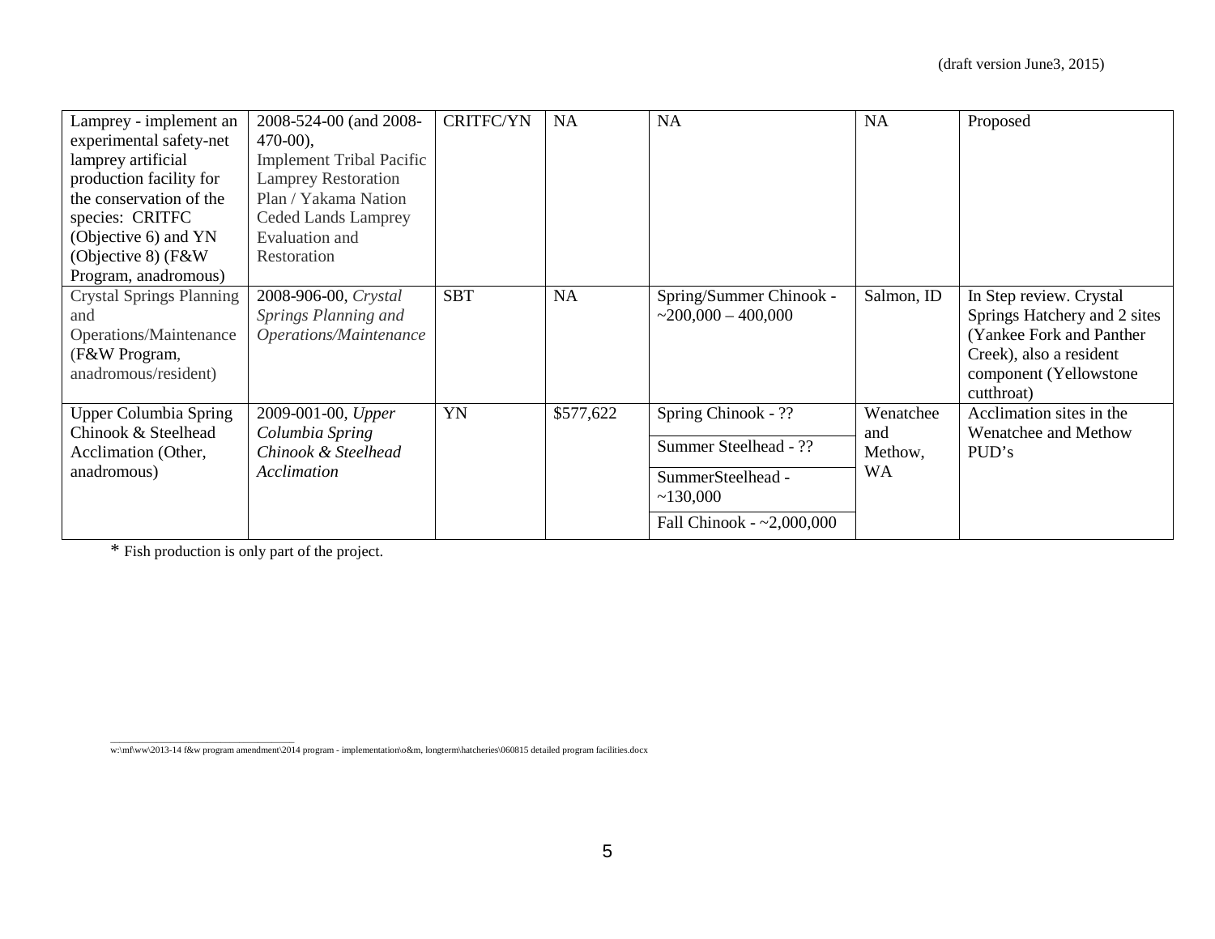| | | | | | | |
|---|---|---|---|---|---|---|
| Lamprey - implement an experimental safety-net lamprey artificial production facility for the conservation of the species: CRITFC (Objective 6) and YN (Objective 8) (F&W Program, anadromous) | 2008-524-00 (and 2008-470-00), Implement Tribal Pacific Lamprey Restoration Plan / Yakama Nation Ceded Lands Lamprey Evaluation and Restoration | CRITFC/YN | NA | NA | NA | Proposed |
| Crystal Springs Planning and Operations/Maintenance (F&W Program, anadromous/resident) | 2008-906-00, *Crystal Springs Planning and Operations/Maintenance* | SBT | NA | Spring/Summer Chinook - ~200,000 – 400,000 | Salmon, ID | In Step review. Crystal Springs Hatchery and 2 sites (Yankee Fork and Panther Creek), also a resident component (Yellowstone cutthroat) |
| Upper Columbia Spring Chinook & Steelhead Acclimation (Other, anadromous) | 2009-001-00, *Upper Columbia Spring Chinook & Steelhead Acclimation* | YN | $577,622 | Spring Chinook - ?? | Wenatchee and Methow, WA | Acclimation sites in the Wenatchee and Methow PUD's |
| | | | | Summer Steelhead - ?? | | |
| | | | | SummerSteelhead - ~130,000 | | |
| | | | | Fall Chinook - ~2,000,000 | | |

* Fish production is only part of the project.